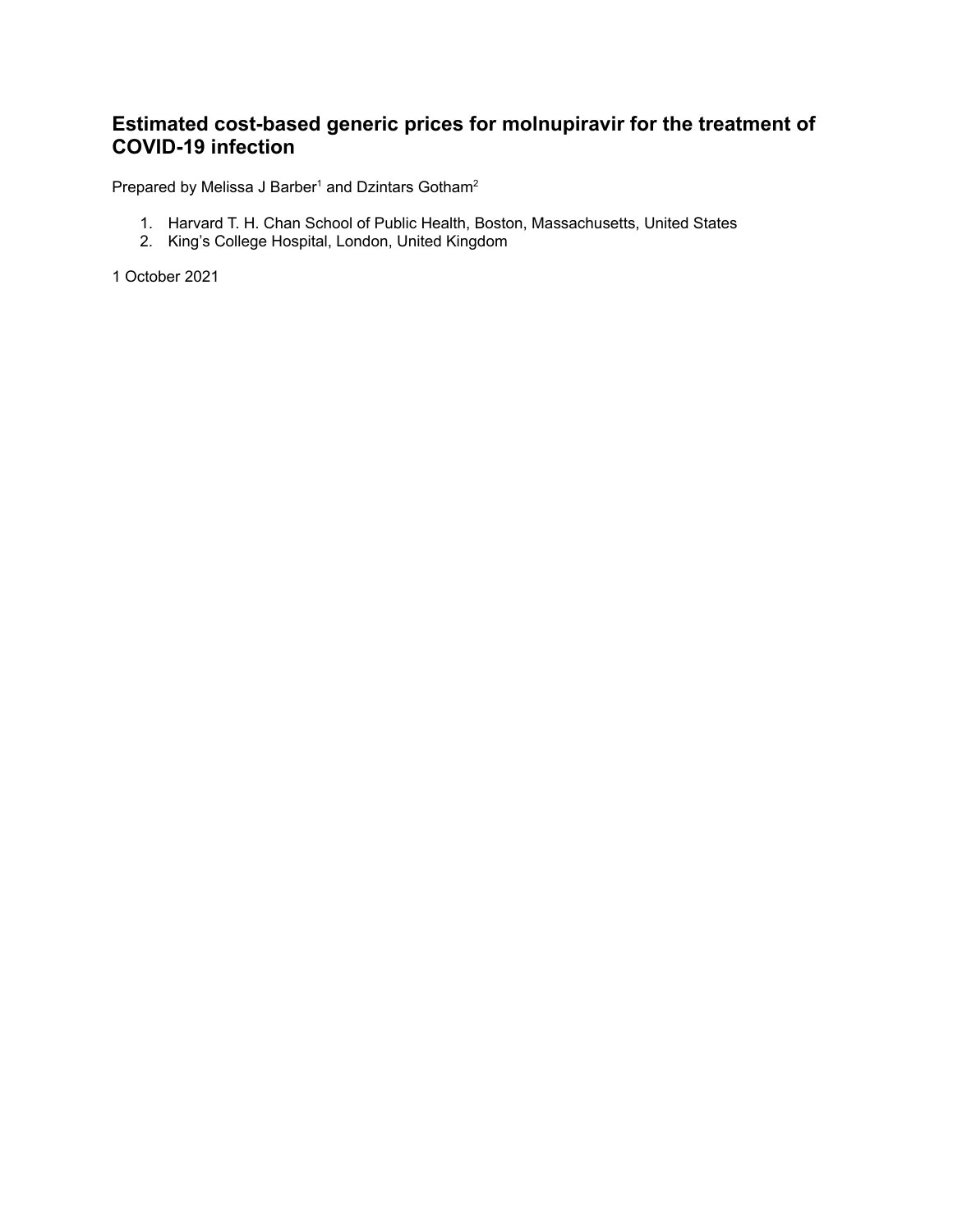# Estimated cost-based generic prices for molnupiravir for the treatment of COVID-19 infection

Prepared by Melissa J Barber[1] and Dzintars Gotham[2]

1. Harvard T. H. Chan School of Public Health, Boston, Massachusetts, United States
2. King's College Hospital, London, United Kingdom

1 October 2021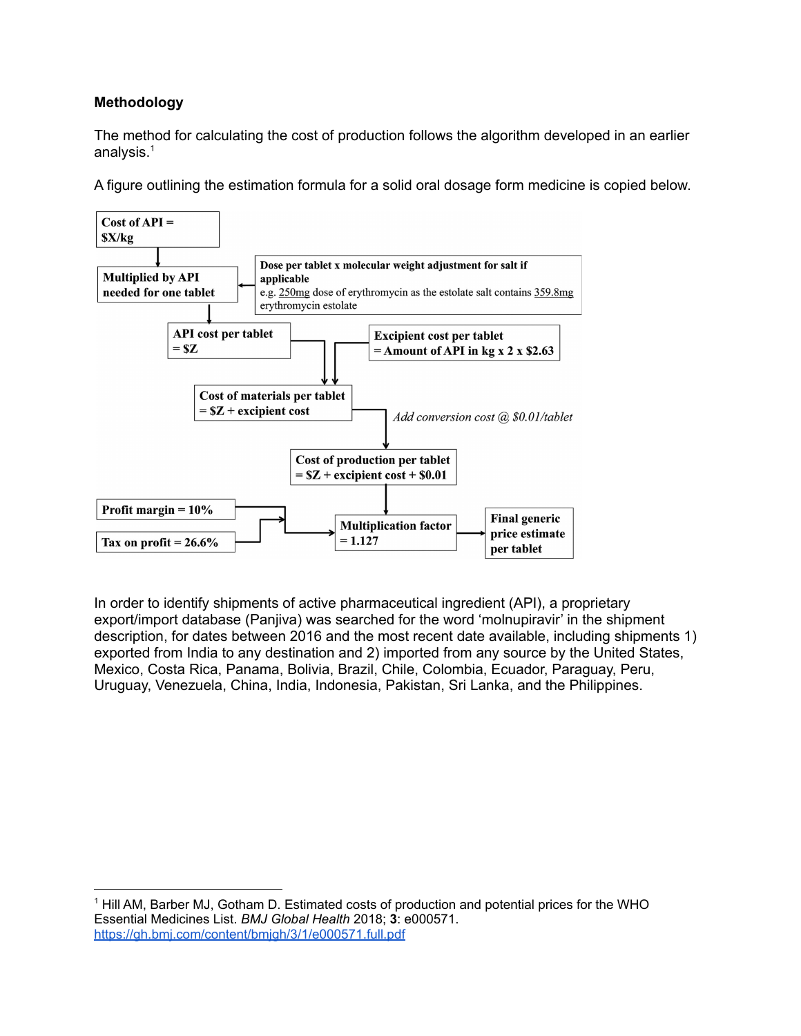### Methodology

The method for calculating the cost of production follows the algorithm developed in an earlier analysis.[1]

A figure outlining the estimation formula for a solid oral dosage form medicine is copied below.

**Cost of API = $X/kg**

**Multiplied by API needed for one tablet**

**Dose per tablet x molecular weight adjustment for salt if applicable**
e.g. 250mg dose of erythromycin as the estolate salt contains 359.8mg erythromycin estolate

**API cost per tablet = $Z**

**Excipient cost per tablet = Amount of API in kg x 2 x $2.63**

**Cost of materials per tablet = $Z + excipient cost**

*Add conversion cost @ $0.01/tablet*

**Cost of production per tablet = $Z + excipient cost + $0.01**

**Profit margin = 10%**

**Tax on profit = 26.6%**

**Multiplication factor = 1.127**

**Final generic price estimate per tablet**

In order to identify shipments of active pharmaceutical ingredient (API), a proprietary export/import database (Panjiva) was searched for the word 'molnupiravir' in the shipment description, for dates between 2016 and the most recent date available, including shipments 1) exported from India to any destination and 2) imported from any source by the United States, Mexico, Costa Rica, Panama, Bolivia, Brazil, Chile, Colombia, Ecuador, Paraguay, Peru, Uruguay, Venezuela, China, India, Indonesia, Pakistan, Sri Lanka, and the Philippines.

---

[1] Hill AM, Barber MJ, Gotham D. Estimated costs of production and potential prices for the WHO Essential Medicines List. *BMJ Global Health* 2018; **3**: e000571. https://gh.bmj.com/content/bmjgh/3/1/e000571.full.pdf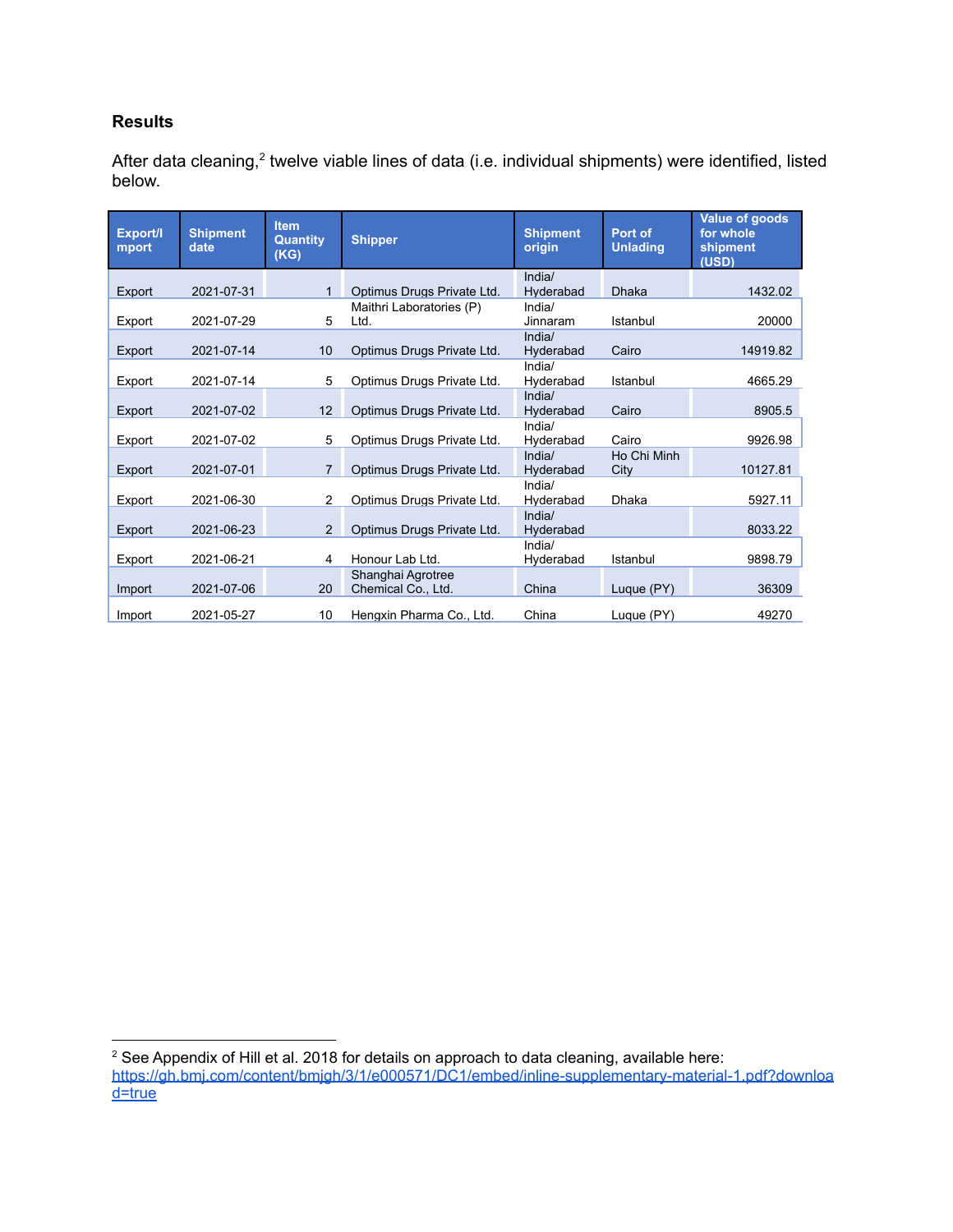### Results

After data cleaning,[2] twelve viable lines of data (i.e. individual shipments) were identified, listed below.

| Export/Import | Shipment date | Item Quantity (KG) | Shipper | Shipment origin | Port of Unlading | Value of goods for whole shipment (USD) |
|---|---|---|---|---|---|---|
| Export | 2021-07-31 | 1 | Optimus Drugs Private Ltd. | India/ Hyderabad | Dhaka | 1432.02 |
| Export | 2021-07-29 | 5 | Maithri Laboratories (P) Ltd. | India/ Jinnaram | Istanbul | 20000 |
| Export | 2021-07-14 | 10 | Optimus Drugs Private Ltd. | India/ Hyderabad | Cairo | 14919.82 |
| Export | 2021-07-14 | 5 | Optimus Drugs Private Ltd. | India/ Hyderabad | Istanbul | 4665.29 |
| Export | 2021-07-02 | 12 | Optimus Drugs Private Ltd. | India/ Hyderabad | Cairo | 8905.5 |
| Export | 2021-07-02 | 5 | Optimus Drugs Private Ltd. | India/ Hyderabad | Cairo | 9926.98 |
| Export | 2021-07-01 | 7 | Optimus Drugs Private Ltd. | India/ Hyderabad | Ho Chi Minh City | 10127.81 |
| Export | 2021-06-30 | 2 | Optimus Drugs Private Ltd. | India/ Hyderabad | Dhaka | 5927.11 |
| Export | 2021-06-23 | 2 | Optimus Drugs Private Ltd. | India/ Hyderabad | | 8033.22 |
| Export | 2021-06-21 | 4 | Honour Lab Ltd. | India/ Hyderabad | Istanbul | 9898.79 |
| Import | 2021-07-06 | 20 | Shanghai Agrotree Chemical Co., Ltd. | China | Luque (PY) | 36309 |
| Import | 2021-05-27 | 10 | Hengxin Pharma Co., Ltd. | China | Luque (PY) | 49270 |

---

[2] See Appendix of Hill et al. 2018 for details on approach to data cleaning, available here: https://gh.bmj.com/content/bmjgh/3/1/e000571/DC1/embed/inline-supplementary-material-1.pdf?download=true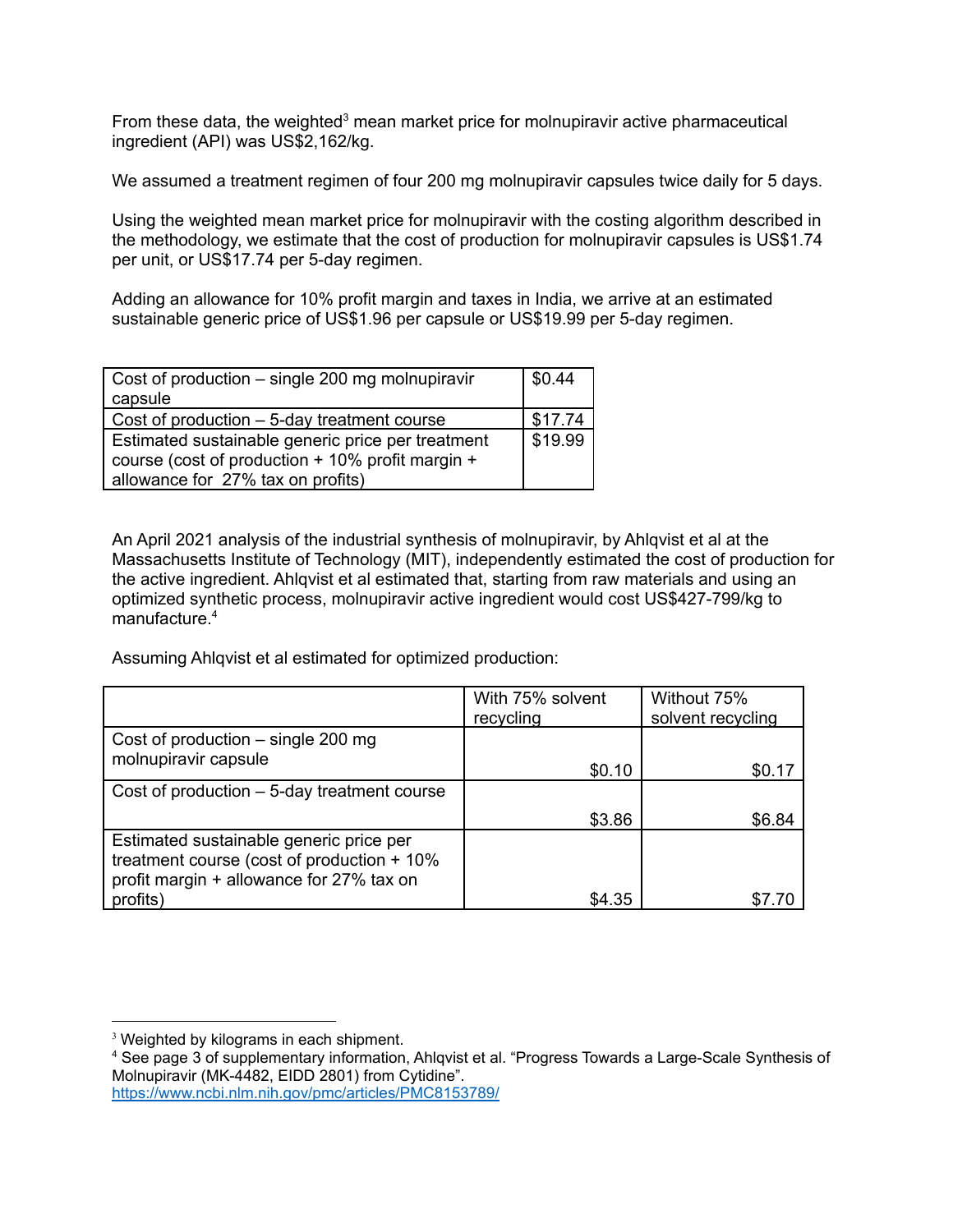From these data, the weighted[3] mean market price for molnupiravir active pharmaceutical ingredient (API) was US$2,162/kg.

We assumed a treatment regimen of four 200 mg molnupiravir capsules twice daily for 5 days.

Using the weighted mean market price for molnupiravir with the costing algorithm described in the methodology, we estimate that the cost of production for molnupiravir capsules is US$1.74 per unit, or US$17.74 per 5-day regimen.

Adding an allowance for 10% profit margin and taxes in India, we arrive at an estimated sustainable generic price of US$1.96 per capsule or US$19.99 per 5-day regimen.

| | |
|---|---|
| Cost of production – single 200 mg molnupiravir capsule | $0.44 |
| Cost of production – 5-day treatment course | $17.74 |
| Estimated sustainable generic price per treatment course (cost of production + 10% profit margin + allowance for 27% tax on profits) | $19.99 |

An April 2021 analysis of the industrial synthesis of molnupiravir, by Ahlqvist et al at the Massachusetts Institute of Technology (MIT), independently estimated the cost of production for the active ingredient. Ahlqvist et al estimated that, starting from raw materials and using an optimized synthetic process, molnupiravir active ingredient would cost US$427-799/kg to manufacture.[4]

Assuming Ahlqvist et al estimated for optimized production:

| | With 75% solvent recycling | Without 75% solvent recycling |
|---|---|---|
| Cost of production – single 200 mg molnupiravir capsule | $0.10 | $0.17 |
| Cost of production – 5-day treatment course | $3.86 | $6.84 |
| Estimated sustainable generic price per treatment course (cost of production + 10% profit margin + allowance for 27% tax on profits) | $4.35 | $7.70 |

---

[3] Weighted by kilograms in each shipment.

[4] See page 3 of supplementary information, Ahlqvist et al. "Progress Towards a Large-Scale Synthesis of Molnupiravir (MK-4482, EIDD 2801) from Cytidine". https://www.ncbi.nlm.nih.gov/pmc/articles/PMC8153789/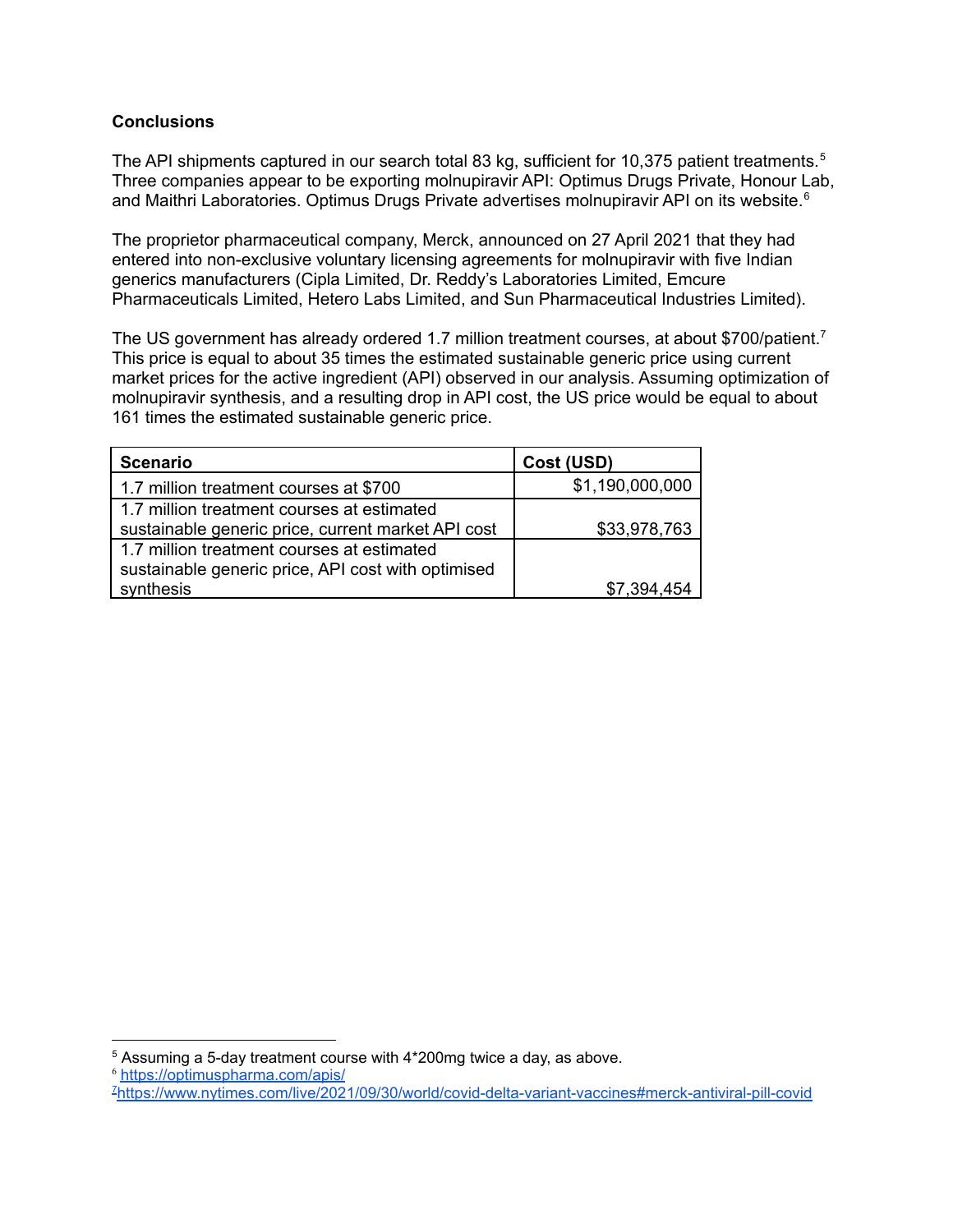**Conclusions**

The API shipments captured in our search total 83 kg, sufficient for 10,375 patient treatments.[5] Three companies appear to be exporting molnupiravir API: Optimus Drugs Private, Honour Lab, and Maithri Laboratories. Optimus Drugs Private advertises molnupiravir API on its website.[6]

The proprietor pharmaceutical company, Merck, announced on 27 April 2021 that they had entered into non-exclusive voluntary licensing agreements for molnupiravir with five Indian generics manufacturers (Cipla Limited, Dr. Reddy's Laboratories Limited, Emcure Pharmaceuticals Limited, Hetero Labs Limited, and Sun Pharmaceutical Industries Limited).

The US government has already ordered 1.7 million treatment courses, at about $700/patient.[7] This price is equal to about 35 times the estimated sustainable generic price using current market prices for the active ingredient (API) observed in our analysis. Assuming optimization of molnupiravir synthesis, and a resulting drop in API cost, the US price would be equal to about 161 times the estimated sustainable generic price.

| Scenario | Cost (USD) |
|---|---|
| 1.7 million treatment courses at $700 | $1,190,000,000 |
| 1.7 million treatment courses at estimated sustainable generic price, current market API cost | $33,978,763 |
| 1.7 million treatment courses at estimated sustainable generic price, API cost with optimised synthesis | $7,394,454 |

[5] Assuming a 5-day treatment course with 4*200mg twice a day, as above.
[6] https://optimuspharma.com/apis/
[7] https://www.nytimes.com/live/2021/09/30/world/covid-delta-variant-vaccines#merck-antiviral-pill-covid